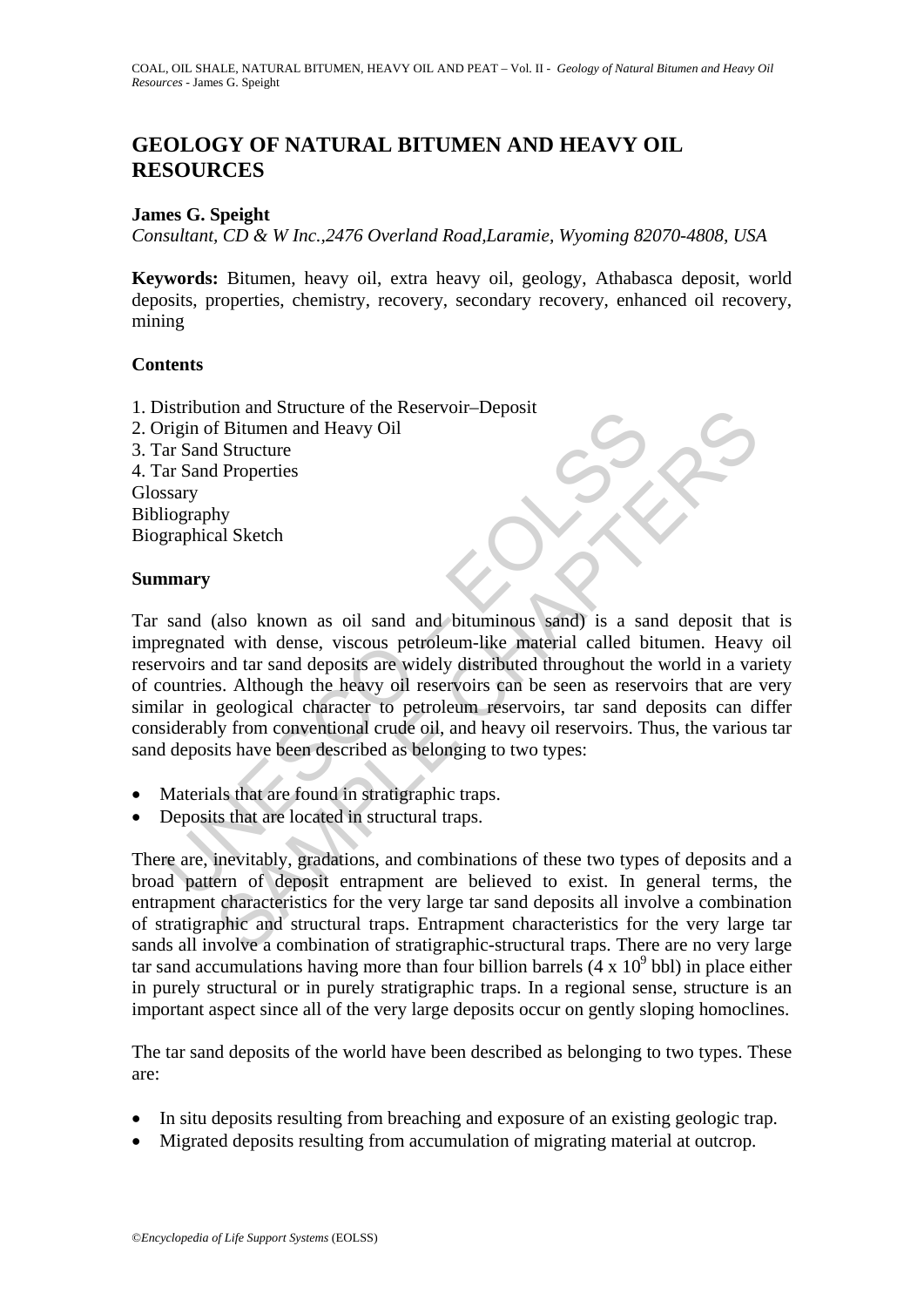# GEOLOGY OF NATURAL BITUMEN AND HEAVY OIL RESOURCES

**James G. Speight**

*Consultant, CD & W Inc.,2476 Overland Road,Laramie, Wyoming 82070-4808, USA*

**Keywords:** Bitumen, heavy oil, extra heavy oil, geology, Athabasca deposit, world deposits, properties, chemistry, recovery, secondary recovery, enhanced oil recovery, mining

## Contents

1. Distribution and Structure of the Reservoir–Deposit
2. Origin of Bitumen and Heavy Oil
3. Tar Sand Structure
4. Tar Sand Properties

Glossary
Bibliography
Biographical Sketch

## Summary

Tar sand (also known as oil sand and bituminous sand) is a sand deposit that is impregnated with dense, viscous petroleum-like material called bitumen. Heavy oil reservoirs and tar sand deposits are widely distributed throughout the world in a variety of countries. Although the heavy oil reservoirs can be seen as reservoirs that are very similar in geological character to petroleum reservoirs, tar sand deposits can differ considerably from conventional crude oil, and heavy oil reservoirs. Thus, the various tar sand deposits have been described as belonging to two types:

- Materials that are found in stratigraphic traps.
- Deposits that are located in structural traps.

There are, inevitably, gradations, and combinations of these two types of deposits and a broad pattern of deposit entrapment are believed to exist. In general terms, the entrapment characteristics for the very large tar sand deposits all involve a combination of stratigraphic and structural traps. Entrapment characteristics for the very large tar sands all involve a combination of stratigraphic-structural traps. There are no very large tar sand accumulations having more than four billion barrels ($4 \times 10^9$ bbl) in place either in purely structural or in purely stratigraphic traps. In a regional sense, structure is an important aspect since all of the very large deposits occur on gently sloping homoclines.

The tar sand deposits of the world have been described as belonging to two types. These are:

- In situ deposits resulting from breaching and exposure of an existing geologic trap.
- Migrated deposits resulting from accumulation of migrating material at outcrop.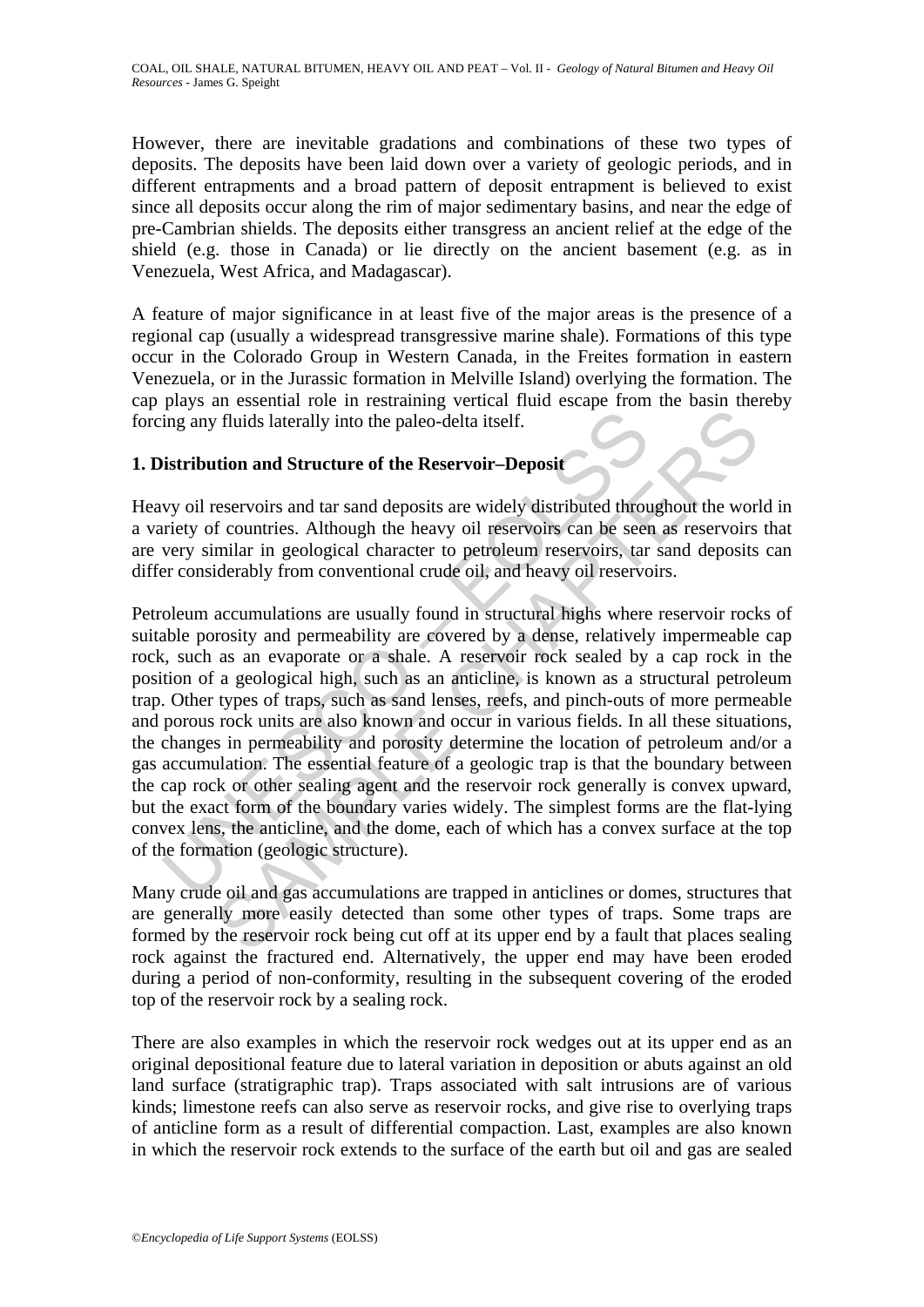However, there are inevitable gradations and combinations of these two types of deposits. The deposits have been laid down over a variety of geologic periods, and in different entrapments and a broad pattern of deposit entrapment is believed to exist since all deposits occur along the rim of major sedimentary basins, and near the edge of pre-Cambrian shields. The deposits either transgress an ancient relief at the edge of the shield (e.g. those in Canada) or lie directly on the ancient basement (e.g. as in Venezuela, West Africa, and Madagascar).

A feature of major significance in at least five of the major areas is the presence of a regional cap (usually a widespread transgressive marine shale). Formations of this type occur in the Colorado Group in Western Canada, in the Freites formation in eastern Venezuela, or in the Jurassic formation in Melville Island) overlying the formation. The cap plays an essential role in restraining vertical fluid escape from the basin thereby forcing any fluids laterally into the paleo-delta itself.

## 1. Distribution and Structure of the Reservoir–Deposit

Heavy oil reservoirs and tar sand deposits are widely distributed throughout the world in a variety of countries. Although the heavy oil reservoirs can be seen as reservoirs that are very similar in geological character to petroleum reservoirs, tar sand deposits can differ considerably from conventional crude oil, and heavy oil reservoirs.

Petroleum accumulations are usually found in structural highs where reservoir rocks of suitable porosity and permeability are covered by a dense, relatively impermeable cap rock, such as an evaporate or a shale. A reservoir rock sealed by a cap rock in the position of a geological high, such as an anticline, is known as a structural petroleum trap. Other types of traps, such as sand lenses, reefs, and pinch-outs of more permeable and porous rock units are also known and occur in various fields. In all these situations, the changes in permeability and porosity determine the location of petroleum and/or a gas accumulation. The essential feature of a geologic trap is that the boundary between the cap rock or other sealing agent and the reservoir rock generally is convex upward, but the exact form of the boundary varies widely. The simplest forms are the flat-lying convex lens, the anticline, and the dome, each of which has a convex surface at the top of the formation (geologic structure).

Many crude oil and gas accumulations are trapped in anticlines or domes, structures that are generally more easily detected than some other types of traps. Some traps are formed by the reservoir rock being cut off at its upper end by a fault that places sealing rock against the fractured end. Alternatively, the upper end may have been eroded during a period of non-conformity, resulting in the subsequent covering of the eroded top of the reservoir rock by a sealing rock.

There are also examples in which the reservoir rock wedges out at its upper end as an original depositional feature due to lateral variation in deposition or abuts against an old land surface (stratigraphic trap). Traps associated with salt intrusions are of various kinds; limestone reefs can also serve as reservoir rocks, and give rise to overlying traps of anticline form as a result of differential compaction. Last, examples are also known in which the reservoir rock extends to the surface of the earth but oil and gas are sealed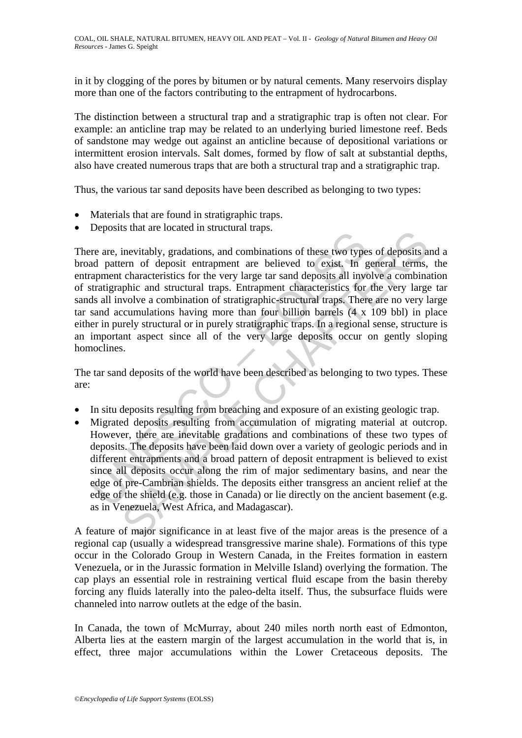in it by clogging of the pores by bitumen or by natural cements. Many reservoirs display more than one of the factors contributing to the entrapment of hydrocarbons.

The distinction between a structural trap and a stratigraphic trap is often not clear. For example: an anticline trap may be related to an underlying buried limestone reef. Beds of sandstone may wedge out against an anticline because of depositional variations or intermittent erosion intervals. Salt domes, formed by flow of salt at substantial depths, also have created numerous traps that are both a structural trap and a stratigraphic trap.

Thus, the various tar sand deposits have been described as belonging to two types:

- Materials that are found in stratigraphic traps.
- Deposits that are located in structural traps.

There are, inevitably, gradations, and combinations of these two types of deposits and a broad pattern of deposit entrapment are believed to exist. In general terms, the entrapment characteristics for the very large tar sand deposits all involve a combination of stratigraphic and structural traps. Entrapment characteristics for the very large tar sands all involve a combination of stratigraphic-structural traps. There are no very large tar sand accumulations having more than four billion barrels (4 x 109 bbl) in place either in purely structural or in purely stratigraphic traps. In a regional sense, structure is an important aspect since all of the very large deposits occur on gently sloping homoclines.

The tar sand deposits of the world have been described as belonging to two types. These are:

- In situ deposits resulting from breaching and exposure of an existing geologic trap.
- Migrated deposits resulting from accumulation of migrating material at outcrop. However, there are inevitable gradations and combinations of these two types of deposits. The deposits have been laid down over a variety of geologic periods and in different entrapments and a broad pattern of deposit entrapment is believed to exist since all deposits occur along the rim of major sedimentary basins, and near the edge of pre-Cambrian shields. The deposits either transgress an ancient relief at the edge of the shield (e.g. those in Canada) or lie directly on the ancient basement (e.g. as in Venezuela, West Africa, and Madagascar).

A feature of major significance in at least five of the major areas is the presence of a regional cap (usually a widespread transgressive marine shale). Formations of this type occur in the Colorado Group in Western Canada, in the Freites formation in eastern Venezuela, or in the Jurassic formation in Melville Island) overlying the formation. The cap plays an essential role in restraining vertical fluid escape from the basin thereby forcing any fluids laterally into the paleo-delta itself. Thus, the subsurface fluids were channeled into narrow outlets at the edge of the basin.

In Canada, the town of McMurray, about 240 miles north north east of Edmonton, Alberta lies at the eastern margin of the largest accumulation in the world that is, in effect, three major accumulations within the Lower Cretaceous deposits. The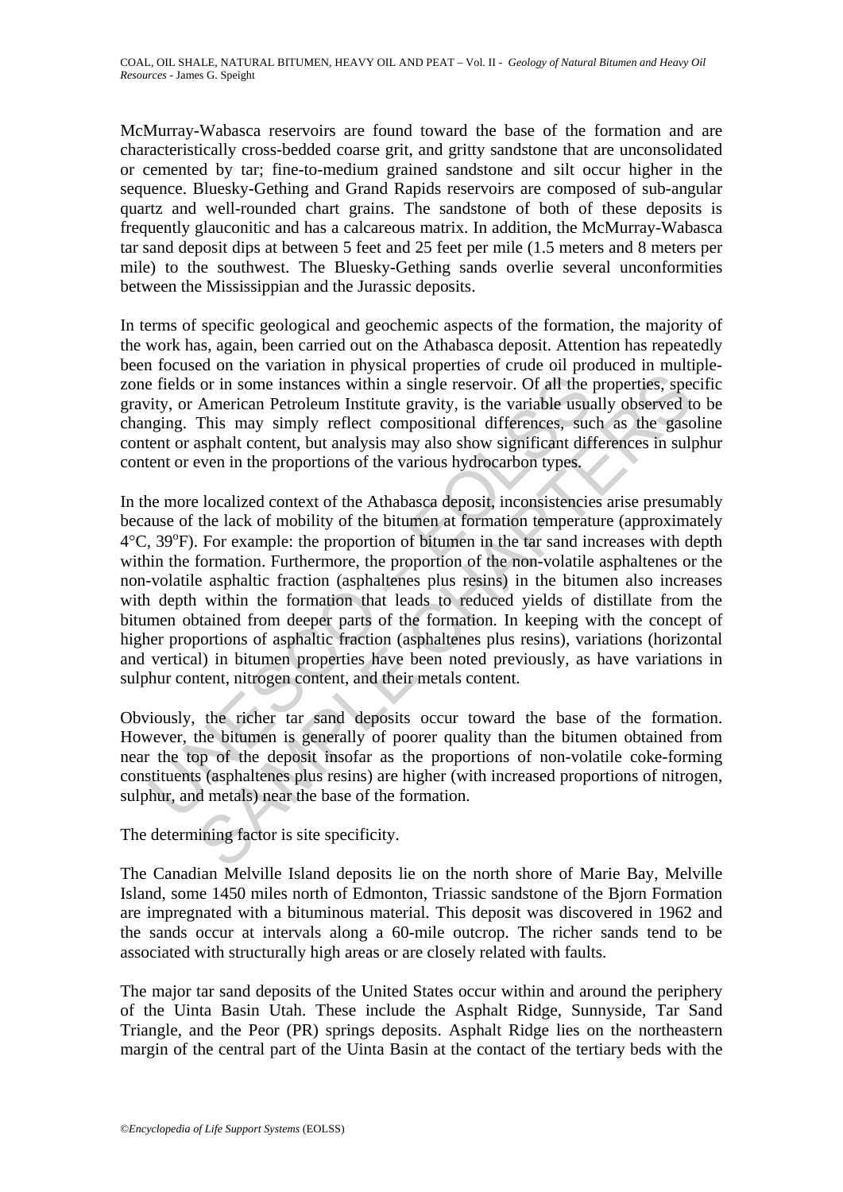McMurray-Wabasca reservoirs are found toward the base of the formation and are characteristically cross-bedded coarse grit, and gritty sandstone that are unconsolidated or cemented by tar; fine-to-medium grained sandstone and silt occur higher in the sequence. Bluesky-Gething and Grand Rapids reservoirs are composed of sub-angular quartz and well-rounded chart grains. The sandstone of both of these deposits is frequently glauconitic and has a calcareous matrix. In addition, the McMurray-Wabasca tar sand deposit dips at between 5 feet and 25 feet per mile (1.5 meters and 8 meters per mile) to the southwest. The Bluesky-Gething sands overlie several unconformities between the Mississippian and the Jurassic deposits.

In terms of specific geological and geochemic aspects of the formation, the majority of the work has, again, been carried out on the Athabasca deposit. Attention has repeatedly been focused on the variation in physical properties of crude oil produced in multiple-zone fields or in some instances within a single reservoir. Of all the properties, specific gravity, or American Petroleum Institute gravity, is the variable usually observed to be changing. This may simply reflect compositional differences, such as the gasoline content or asphalt content, but analysis may also show significant differences in sulphur content or even in the proportions of the various hydrocarbon types.

In the more localized context of the Athabasca deposit, inconsistencies arise presumably because of the lack of mobility of the bitumen at formation temperature (approximately 4°C, 39°F). For example: the proportion of bitumen in the tar sand increases with depth within the formation. Furthermore, the proportion of the non-volatile asphaltenes or the non-volatile asphaltic fraction (asphaltenes plus resins) in the bitumen also increases with depth within the formation that leads to reduced yields of distillate from the bitumen obtained from deeper parts of the formation. In keeping with the concept of higher proportions of asphaltic fraction (asphaltenes plus resins), variations (horizontal and vertical) in bitumen properties have been noted previously, as have variations in sulphur content, nitrogen content, and their metals content.

Obviously, the richer tar sand deposits occur toward the base of the formation. However, the bitumen is generally of poorer quality than the bitumen obtained from near the top of the deposit insofar as the proportions of non-volatile coke-forming constituents (asphaltenes plus resins) are higher (with increased proportions of nitrogen, sulphur, and metals) near the base of the formation.

The determining factor is site specificity.

The Canadian Melville Island deposits lie on the north shore of Marie Bay, Melville Island, some 1450 miles north of Edmonton, Triassic sandstone of the Bjorn Formation are impregnated with a bituminous material. This deposit was discovered in 1962 and the sands occur at intervals along a 60-mile outcrop. The richer sands tend to be associated with structurally high areas or are closely related with faults.

The major tar sand deposits of the United States occur within and around the periphery of the Uinta Basin Utah. These include the Asphalt Ridge, Sunnyside, Tar Sand Triangle, and the Peor (PR) springs deposits. Asphalt Ridge lies on the northeastern margin of the central part of the Uinta Basin at the contact of the tertiary beds with the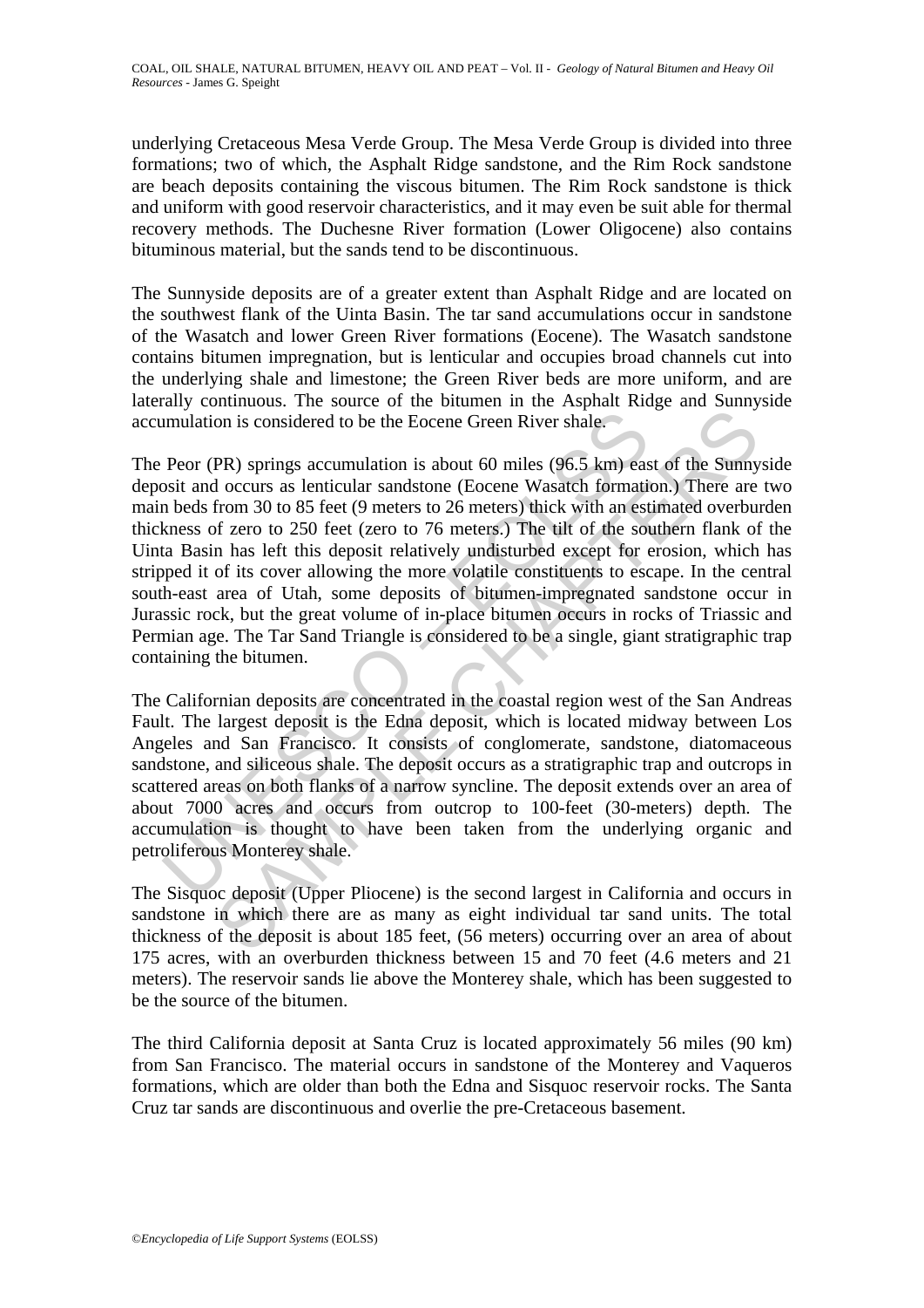underlying Cretaceous Mesa Verde Group. The Mesa Verde Group is divided into three formations; two of which, the Asphalt Ridge sandstone, and the Rim Rock sandstone are beach deposits containing the viscous bitumen. The Rim Rock sandstone is thick and uniform with good reservoir characteristics, and it may even be suit able for thermal recovery methods. The Duchesne River formation (Lower Oligocene) also contains bituminous material, but the sands tend to be discontinuous.

The Sunnyside deposits are of a greater extent than Asphalt Ridge and are located on the southwest flank of the Uinta Basin. The tar sand accumulations occur in sandstone of the Wasatch and lower Green River formations (Eocene). The Wasatch sandstone contains bitumen impregnation, but is lenticular and occupies broad channels cut into the underlying shale and limestone; the Green River beds are more uniform, and are laterally continuous. The source of the bitumen in the Asphalt Ridge and Sunnyside accumulation is considered to be the Eocene Green River shale.

The Peor (PR) springs accumulation is about 60 miles (96.5 km) east of the Sunnyside deposit and occurs as lenticular sandstone (Eocene Wasatch formation.) There are two main beds from 30 to 85 feet (9 meters to 26 meters) thick with an estimated overburden thickness of zero to 250 feet (zero to 76 meters.) The tilt of the southern flank of the Uinta Basin has left this deposit relatively undisturbed except for erosion, which has stripped it of its cover allowing the more volatile constituents to escape. In the central south-east area of Utah, some deposits of bitumen-impregnated sandstone occur in Jurassic rock, but the great volume of in-place bitumen occurs in rocks of Triassic and Permian age. The Tar Sand Triangle is considered to be a single, giant stratigraphic trap containing the bitumen.

The Californian deposits are concentrated in the coastal region west of the San Andreas Fault. The largest deposit is the Edna deposit, which is located midway between Los Angeles and San Francisco. It consists of conglomerate, sandstone, diatomaceous sandstone, and siliceous shale. The deposit occurs as a stratigraphic trap and outcrops in scattered areas on both flanks of a narrow syncline. The deposit extends over an area of about 7000 acres and occurs from outcrop to 100-feet (30-meters) depth. The accumulation is thought to have been taken from the underlying organic and petroliferous Monterey shale.

The Sisquoc deposit (Upper Pliocene) is the second largest in California and occurs in sandstone in which there are as many as eight individual tar sand units. The total thickness of the deposit is about 185 feet, (56 meters) occurring over an area of about 175 acres, with an overburden thickness between 15 and 70 feet (4.6 meters and 21 meters). The reservoir sands lie above the Monterey shale, which has been suggested to be the source of the bitumen.

The third California deposit at Santa Cruz is located approximately 56 miles (90 km) from San Francisco. The material occurs in sandstone of the Monterey and Vaqueros formations, which are older than both the Edna and Sisquoc reservoir rocks. The Santa Cruz tar sands are discontinuous and overlie the pre-Cretaceous basement.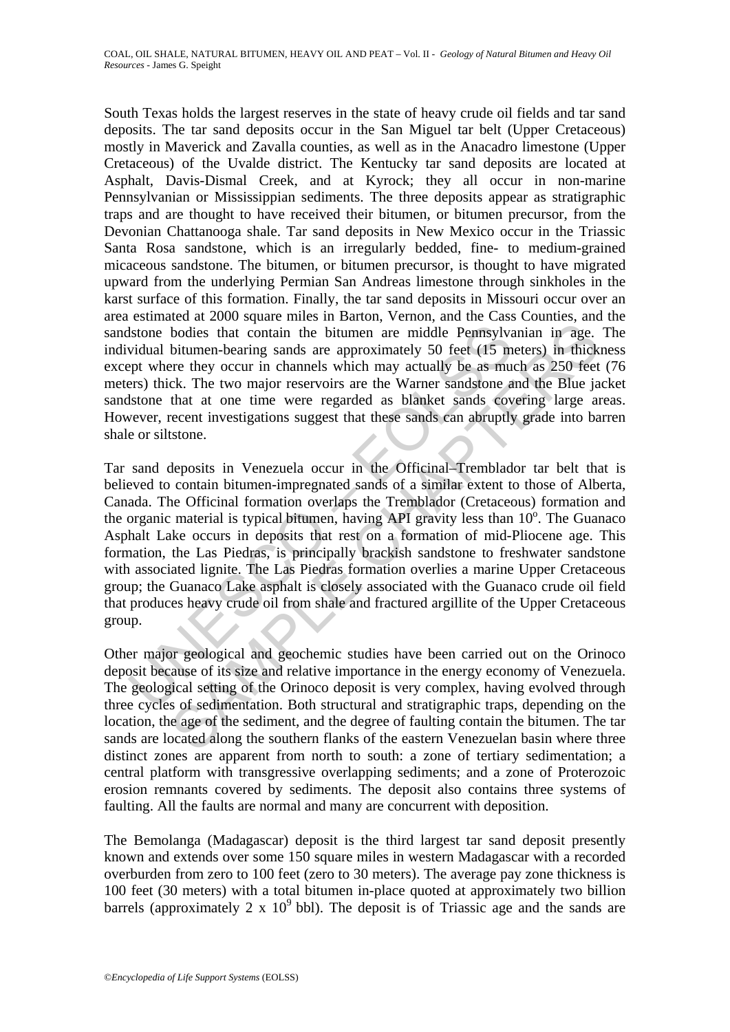South Texas holds the largest reserves in the state of heavy crude oil fields and tar sand deposits. The tar sand deposits occur in the San Miguel tar belt (Upper Cretaceous) mostly in Maverick and Zavalla counties, as well as in the Anacadro limestone (Upper Cretaceous) of the Uvalde district. The Kentucky tar sand deposits are located at Asphalt, Davis-Dismal Creek, and at Kyrock; they all occur in non-marine Pennsylvanian or Mississippian sediments. The three deposits appear as stratigraphic traps and are thought to have received their bitumen, or bitumen precursor, from the Devonian Chattanooga shale. Tar sand deposits in New Mexico occur in the Triassic Santa Rosa sandstone, which is an irregularly bedded, fine- to medium-grained micaceous sandstone. The bitumen, or bitumen precursor, is thought to have migrated upward from the underlying Permian San Andreas limestone through sinkholes in the karst surface of this formation. Finally, the tar sand deposits in Missouri occur over an area estimated at 2000 square miles in Barton, Vernon, and the Cass Counties, and the sandstone bodies that contain the bitumen are middle Pennsylvanian in age. The individual bitumen-bearing sands are approximately 50 feet (15 meters) in thickness except where they occur in channels which may actually be as much as 250 feet (76 meters) thick. The two major reservoirs are the Warner sandstone and the Blue jacket sandstone that at one time were regarded as blanket sands covering large areas. However, recent investigations suggest that these sands can abruptly grade into barren shale or siltstone.

Tar sand deposits in Venezuela occur in the Officinal–Tremblador tar belt that is believed to contain bitumen-impregnated sands of a similar extent to those of Alberta, Canada. The Officinal formation overlaps the Tremblador (Cretaceous) formation and the organic material is typical bitumen, having API gravity less than $10^{o}$. The Guanaco Asphalt Lake occurs in deposits that rest on a formation of mid-Pliocene age. This formation, the Las Piedras, is principally brackish sandstone to freshwater sandstone with associated lignite. The Las Piedras formation overlies a marine Upper Cretaceous group; the Guanaco Lake asphalt is closely associated with the Guanaco crude oil field that produces heavy crude oil from shale and fractured argillite of the Upper Cretaceous group.

Other major geological and geochemic studies have been carried out on the Orinoco deposit because of its size and relative importance in the energy economy of Venezuela. The geological setting of the Orinoco deposit is very complex, having evolved through three cycles of sedimentation. Both structural and stratigraphic traps, depending on the location, the age of the sediment, and the degree of faulting contain the bitumen. The tar sands are located along the southern flanks of the eastern Venezuelan basin where three distinct zones are apparent from north to south: a zone of tertiary sedimentation; a central platform with transgressive overlapping sediments; and a zone of Proterozoic erosion remnants covered by sediments. The deposit also contains three systems of faulting. All the faults are normal and many are concurrent with deposition.

The Bemolanga (Madagascar) deposit is the third largest tar sand deposit presently known and extends over some 150 square miles in western Madagascar with a recorded overburden from zero to 100 feet (zero to 30 meters). The average pay zone thickness is 100 feet (30 meters) with a total bitumen in-place quoted at approximately two billion barrels (approximately $2 \times 10^{9}$ bbl). The deposit is of Triassic age and the sands are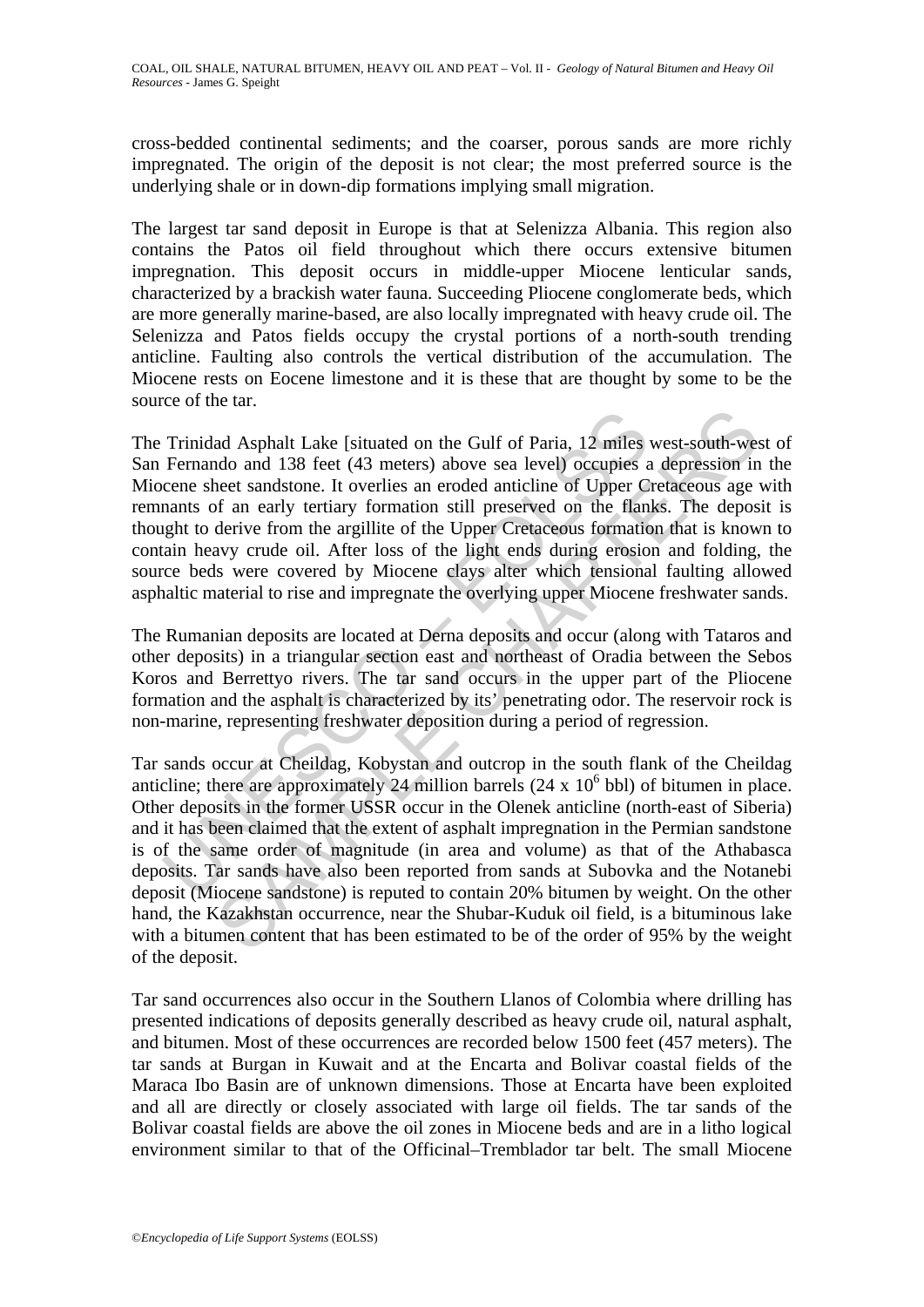cross-bedded continental sediments; and the coarser, porous sands are more richly impregnated. The origin of the deposit is not clear; the most preferred source is the underlying shale or in down-dip formations implying small migration.

The largest tar sand deposit in Europe is that at Selenizza Albania. This region also contains the Patos oil field throughout which there occurs extensive bitumen impregnation. This deposit occurs in middle-upper Miocene lenticular sands, characterized by a brackish water fauna. Succeeding Pliocene conglomerate beds, which are more generally marine-based, are also locally impregnated with heavy crude oil. The Selenizza and Patos fields occupy the crystal portions of a north-south trending anticline. Faulting also controls the vertical distribution of the accumulation. The Miocene rests on Eocene limestone and it is these that are thought by some to be the source of the tar.

The Trinidad Asphalt Lake [situated on the Gulf of Paria, 12 miles west-south-west of San Fernando and 138 feet (43 meters) above sea level) occupies a depression in the Miocene sheet sandstone. It overlies an eroded anticline of Upper Cretaceous age with remnants of an early tertiary formation still preserved on the flanks. The deposit is thought to derive from the argillite of the Upper Cretaceous formation that is known to contain heavy crude oil. After loss of the light ends during erosion and folding, the source beds were covered by Miocene clays alter which tensional faulting allowed asphaltic material to rise and impregnate the overlying upper Miocene freshwater sands.

The Rumanian deposits are located at Derna deposits and occur (along with Tataros and other deposits) in a triangular section east and northeast of Oradia between the Sebos Koros and Berrettyo rivers. The tar sand occurs in the upper part of the Pliocene formation and the asphalt is characterized by its' penetrating odor. The reservoir rock is non-marine, representing freshwater deposition during a period of regression.

Tar sands occur at Cheildag, Kobystan and outcrop in the south flank of the Cheildag anticline; there are approximately 24 million barrels ($24 \times 10^6$ bbl) of bitumen in place. Other deposits in the former USSR occur in the Olenek anticline (north-east of Siberia) and it has been claimed that the extent of asphalt impregnation in the Permian sandstone is of the same order of magnitude (in area and volume) as that of the Athabasca deposits. Tar sands have also been reported from sands at Subovka and the Notanebi deposit (Miocene sandstone) is reputed to contain 20% bitumen by weight. On the other hand, the Kazakhstan occurrence, near the Shubar-Kuduk oil field, is a bituminous lake with a bitumen content that has been estimated to be of the order of 95% by the weight of the deposit.

Tar sand occurrences also occur in the Southern Llanos of Colombia where drilling has presented indications of deposits generally described as heavy crude oil, natural asphalt, and bitumen. Most of these occurrences are recorded below 1500 feet (457 meters). The tar sands at Burgan in Kuwait and at the Encarta and Bolivar coastal fields of the Maraca Ibo Basin are of unknown dimensions. Those at Encarta have been exploited and all are directly or closely associated with large oil fields. The tar sands of the Bolivar coastal fields are above the oil zones in Miocene beds and are in a litho logical environment similar to that of the Officinal–Tremblador tar belt. The small Miocene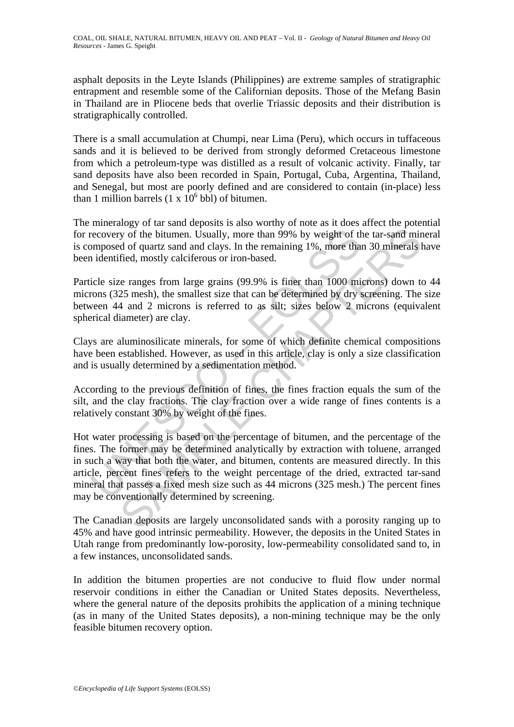asphalt deposits in the Leyte Islands (Philippines) are extreme samples of stratigraphic entrapment and resemble some of the Californian deposits. Those of the Mefang Basin in Thailand are in Pliocene beds that overlie Triassic deposits and their distribution is stratigraphically controlled.

There is a small accumulation at Chumpi, near Lima (Peru), which occurs in tuffaceous sands and it is believed to be derived from strongly deformed Cretaceous limestone from which a petroleum-type was distilled as a result of volcanic activity. Finally, tar sand deposits have also been recorded in Spain, Portugal, Cuba, Argentina, Thailand, and Senegal, but most are poorly defined and are considered to contain (in-place) less than 1 million barrels ($1 \times 10^6$ bbl) of bitumen.

The mineralogy of tar sand deposits is also worthy of note as it does affect the potential for recovery of the bitumen. Usually, more than 99% by weight of the tar-sand mineral is composed of quartz sand and clays. In the remaining 1%, more than 30 minerals have been identified, mostly calciferous or iron-based.

Particle size ranges from large grains (99.9% is finer than 1000 microns) down to 44 microns (325 mesh), the smallest size that can be determined by dry screening. The size between 44 and 2 microns is referred to as silt; sizes below 2 microns (equivalent spherical diameter) are clay.

Clays are aluminosilicate minerals, for some of which definite chemical compositions have been established. However, as used in this article, clay is only a size classification and is usually determined by a sedimentation method.

According to the previous definition of fines, the fines fraction equals the sum of the silt, and the clay fractions. The clay fraction over a wide range of fines contents is a relatively constant 30% by weight of the fines.

Hot water processing is based on the percentage of bitumen, and the percentage of the fines. The former may be determined analytically by extraction with toluene, arranged in such a way that both the water, and bitumen, contents are measured directly. In this article, percent fines refers to the weight percentage of the dried, extracted tar-sand mineral that passes a fixed mesh size such as 44 microns (325 mesh.) The percent fines may be conventionally determined by screening.

The Canadian deposits are largely unconsolidated sands with a porosity ranging up to 45% and have good intrinsic permeability. However, the deposits in the United States in Utah range from predominantly low-porosity, low-permeability consolidated sand to, in a few instances, unconsolidated sands.

In addition the bitumen properties are not conducive to fluid flow under normal reservoir conditions in either the Canadian or United States deposits. Nevertheless, where the general nature of the deposits prohibits the application of a mining technique (as in many of the United States deposits), a non-mining technique may be the only feasible bitumen recovery option.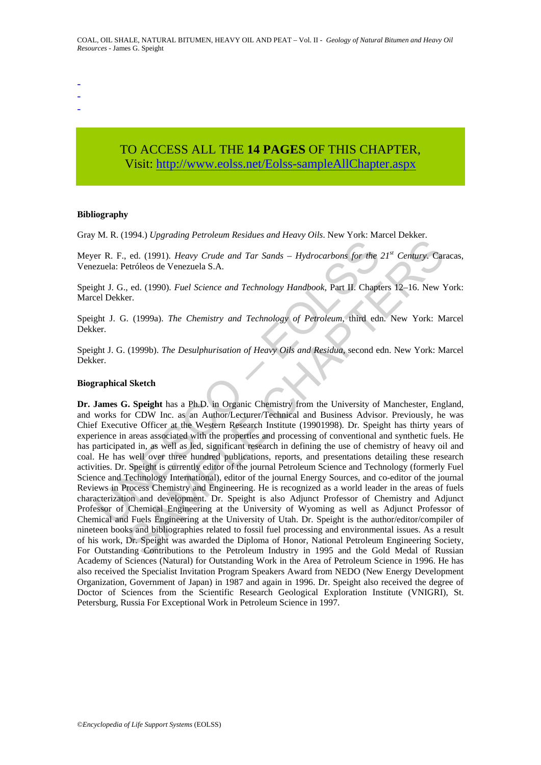-
-
-

TO ACCESS ALL THE **14 PAGES** OF THIS CHAPTER,
Visit: http://www.eolss.net/Eolss-sampleAllChapter.aspx

**Bibliography**

Gray M. R. (1994.) *Upgrading Petroleum Residues and Heavy Oils*. New York: Marcel Dekker.

Meyer R. F., ed. (1991). *Heavy Crude and Tar Sands – Hydrocarbons for the 21st Century*. Caracas, Venezuela: Petróleos de Venezuela S.A.

Speight J. G., ed. (1990). *Fuel Science and Technology Handbook*, Part II. Chapters 12–16. New York: Marcel Dekker.

Speight J. G. (1999a). *The Chemistry and Technology of Petroleum*, third edn. New York: Marcel Dekker.

Speight J. G. (1999b). *The Desulphurisation of Heavy Oils and Residua*, second edn. New York: Marcel Dekker.

**Biographical Sketch**

**Dr. James G. Speight** has a Ph.D. in Organic Chemistry from the University of Manchester, England, and works for CDW Inc. as an Author/Lecturer/Technical and Business Advisor. Previously, he was Chief Executive Officer at the Western Research Institute (19901998). Dr. Speight has thirty years of experience in areas associated with the properties and processing of conventional and synthetic fuels. He has participated in, as well as led, significant research in defining the use of chemistry of heavy oil and coal. He has well over three hundred publications, reports, and presentations detailing these research activities. Dr. Speight is currently editor of the journal Petroleum Science and Technology (formerly Fuel Science and Technology International), editor of the journal Energy Sources, and co-editor of the journal Reviews in Process Chemistry and Engineering. He is recognized as a world leader in the areas of fuels characterization and development. Dr. Speight is also Adjunct Professor of Chemistry and Adjunct Professor of Chemical Engineering at the University of Wyoming as well as Adjunct Professor of Chemical and Fuels Engineering at the University of Utah. Dr. Speight is the author/editor/compiler of nineteen books and bibliographies related to fossil fuel processing and environmental issues. As a result of his work, Dr. Speight was awarded the Diploma of Honor, National Petroleum Engineering Society, For Outstanding Contributions to the Petroleum Industry in 1995 and the Gold Medal of Russian Academy of Sciences (Natural) for Outstanding Work in the Area of Petroleum Science in 1996. He has also received the Specialist Invitation Program Speakers Award from NEDO (New Energy Development Organization, Government of Japan) in 1987 and again in 1996. Dr. Speight also received the degree of Doctor of Sciences from the Scientific Research Geological Exploration Institute (VNIGRI), St. Petersburg, Russia For Exceptional Work in Petroleum Science in 1997.